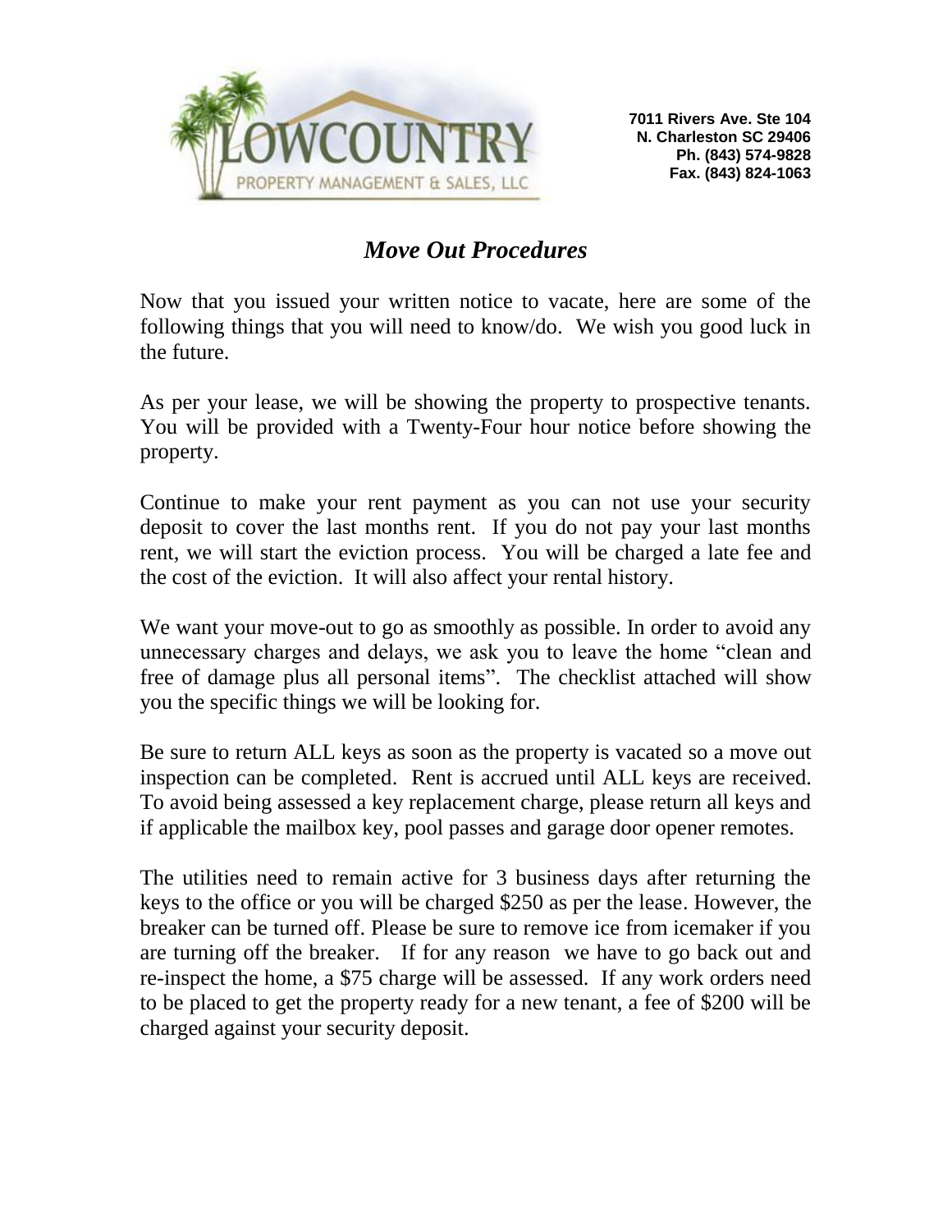LOWCOUNTRY PROPERTY MANAGEMENT & SALES, LLC

**7011 Rivers Ave. Ste 104**
**N. Charleston SC 29406**
**Ph. (843) 574-9828**
**Fax. (843) 824-1063**

# *Move Out Procedures*

Now that you issued your written notice to vacate, here are some of the following things that you will need to know/do. We wish you good luck in the future.

As per your lease, we will be showing the property to prospective tenants. You will be provided with a Twenty-Four hour notice before showing the property.

Continue to make your rent payment as you can not use your security deposit to cover the last months rent. If you do not pay your last months rent, we will start the eviction process. You will be charged a late fee and the cost of the eviction. It will also affect your rental history.

We want your move-out to go as smoothly as possible. In order to avoid any unnecessary charges and delays, we ask you to leave the home "clean and free of damage plus all personal items". The checklist attached will show you the specific things we will be looking for.

Be sure to return ALL keys as soon as the property is vacated so a move out inspection can be completed. Rent is accrued until ALL keys are received. To avoid being assessed a key replacement charge, please return all keys and if applicable the mailbox key, pool passes and garage door opener remotes.

The utilities need to remain active for 3 business days after returning the keys to the office or you will be charged $250 as per the lease. However, the breaker can be turned off. Please be sure to remove ice from icemaker if you are turning off the breaker. If for any reason we have to go back out and re-inspect the home, a $75 charge will be assessed. If any work orders need to be placed to get the property ready for a new tenant, a fee of $200 will be charged against your security deposit.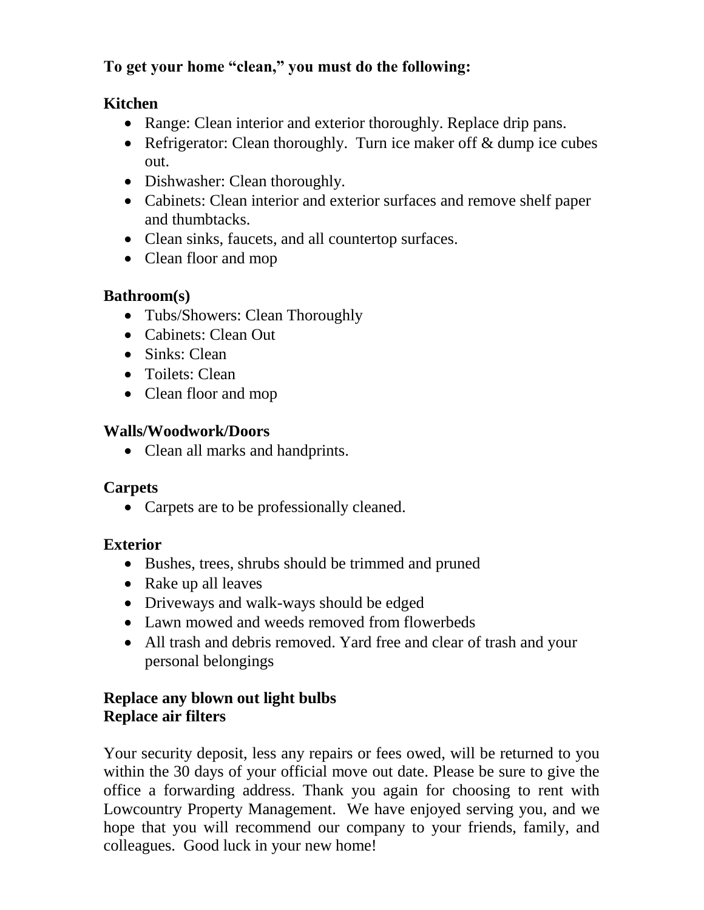**To get your home "clean," you must do the following:**

**Kitchen**

- Range: Clean interior and exterior thoroughly. Replace drip pans.
- Refrigerator: Clean thoroughly. Turn ice maker off & dump ice cubes out.
- Dishwasher: Clean thoroughly.
- Cabinets: Clean interior and exterior surfaces and remove shelf paper and thumbtacks.
- Clean sinks, faucets, and all countertop surfaces.
- Clean floor and mop

**Bathroom(s)**

- Tubs/Showers: Clean Thoroughly
- Cabinets: Clean Out
- Sinks: Clean
- Toilets: Clean
- Clean floor and mop

**Walls/Woodwork/Doors**

- Clean all marks and handprints.

**Carpets**

- Carpets are to be professionally cleaned.

**Exterior**

- Bushes, trees, shrubs should be trimmed and pruned
- Rake up all leaves
- Driveways and walk-ways should be edged
- Lawn mowed and weeds removed from flowerbeds
- All trash and debris removed. Yard free and clear of trash and your personal belongings

**Replace any blown out light bulbs**
**Replace air filters**

Your security deposit, less any repairs or fees owed, will be returned to you within the 30 days of your official move out date. Please be sure to give the office a forwarding address. Thank you again for choosing to rent with Lowcountry Property Management. We have enjoyed serving you, and we hope that you will recommend our company to your friends, family, and colleagues. Good luck in your new home!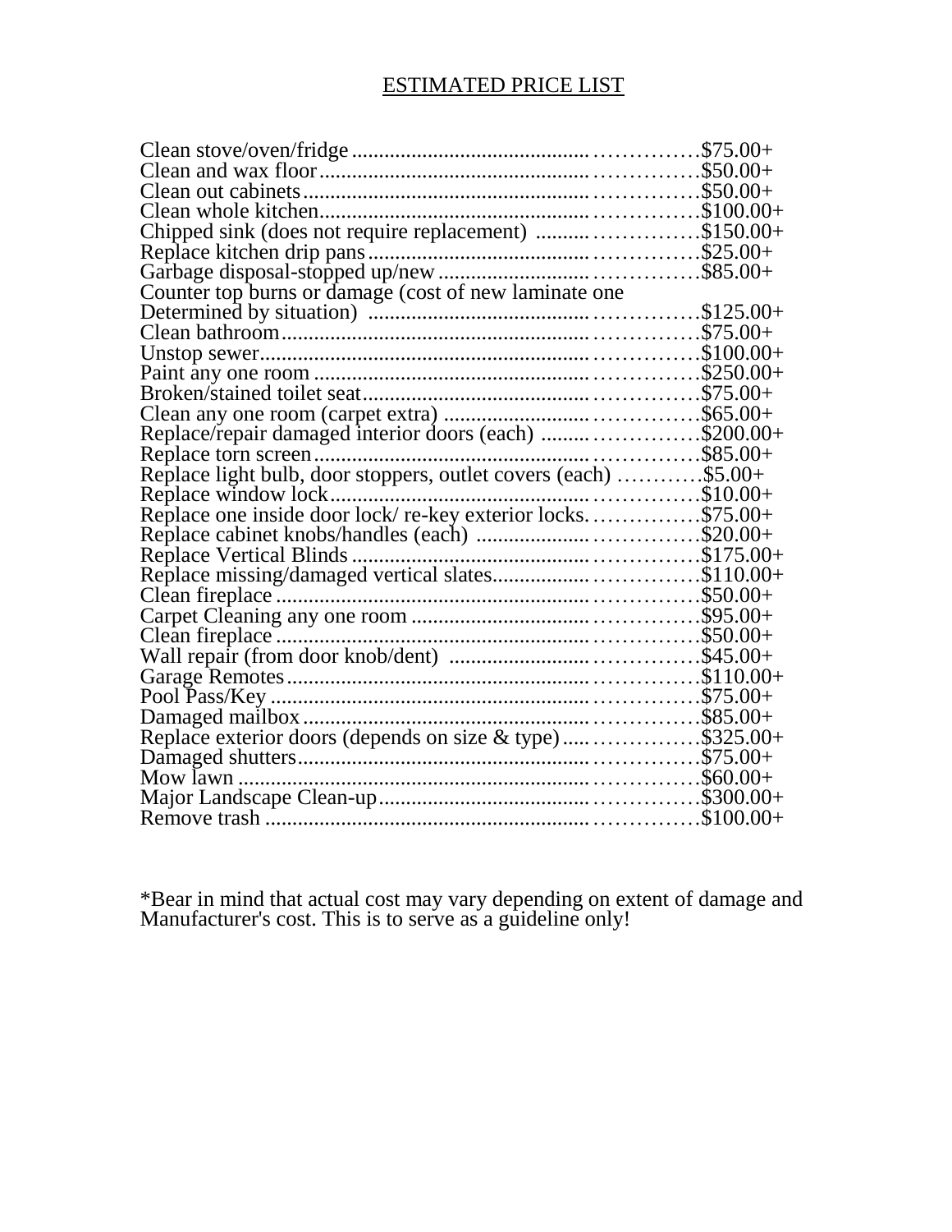# ESTIMATED PRICE LIST

| | |
|---|---|
| Clean stove/oven/fridge | $75.00+ |
| Clean and wax floor | $50.00+ |
| Clean out cabinets | $50.00+ |
| Clean whole kitchen | $100.00+ |
| Chipped sink (does not require replacement) | $150.00+ |
| Replace kitchen drip pans | $25.00+ |
| Garbage disposal-stopped up/new | $85.00+ |
| Counter top burns or damage (cost of new laminate one Determined by situation) | $125.00+ |
| Clean bathroom | $75.00+ |
| Unstop sewer | $100.00+ |
| Paint any one room | $250.00+ |
| Broken/stained toilet seat | $75.00+ |
| Clean any one room (carpet extra) | $65.00+ |
| Replace/repair damaged interior doors (each) | $200.00+ |
| Replace torn screen | $85.00+ |
| Replace light bulb, door stoppers, outlet covers (each) | $5.00+ |
| Replace window lock | $10.00+ |
| Replace one inside door lock/ re-key exterior locks | $75.00+ |
| Replace cabinet knobs/handles (each) | $20.00+ |
| Replace Vertical Blinds | $175.00+ |
| Replace missing/damaged vertical slates | $110.00+ |
| Clean fireplace | $50.00+ |
| Carpet Cleaning any one room | $95.00+ |
| Clean fireplace | $50.00+ |
| Wall repair (from door knob/dent) | $45.00+ |
| Garage Remotes | $110.00+ |
| Pool Pass/Key | $75.00+ |
| Damaged mailbox | $85.00+ |
| Replace exterior doors (depends on size & type) | $325.00+ |
| Damaged shutters | $75.00+ |
| Mow lawn | $60.00+ |
| Major Landscape Clean-up | $300.00+ |
| Remove trash | $100.00+ |

*Bear in mind that actual cost may vary depending on extent of damage and Manufacturer's cost. This is to serve as a guideline only!